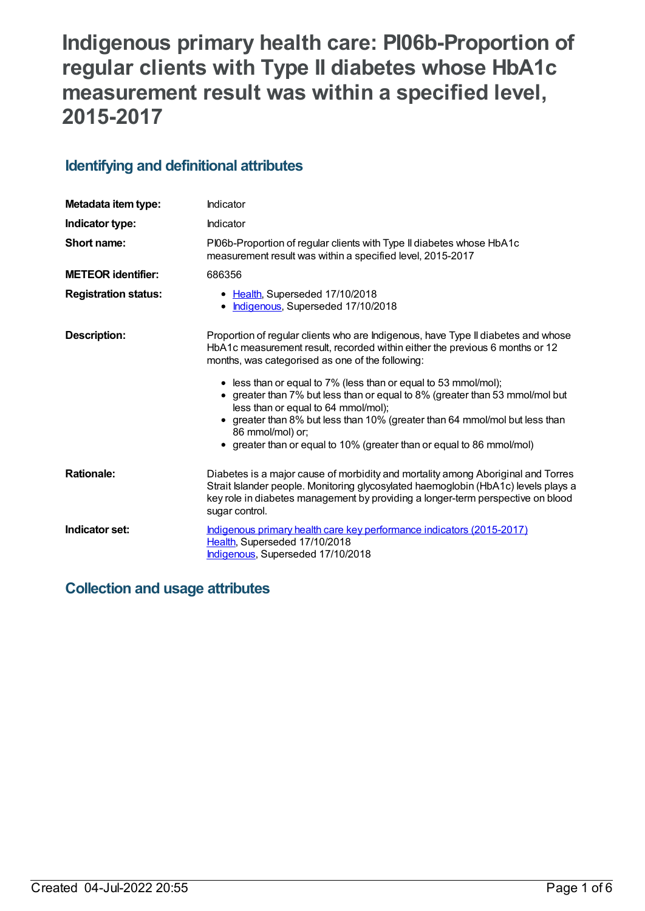# Indigenous primary health care: PI06b-Proportion of regular clients with Type II diabetes whose HbA1c measurement result was within a specified level, 2015-2017

## Identifying and definitional attributes

| | |
|---|---|
| **Metadata item type:** | Indicator |
| **Indicator type:** | Indicator |
| **Short name:** | PI06b-Proportion of regular clients with Type II diabetes whose HbA1c measurement result was within a specified level, 2015-2017 |
| **METEOR identifier:** | 686356 |
| **Registration status:** | • Health, Superseded 17/10/2018<br>• Indigenous, Superseded 17/10/2018 |
| **Description:** | Proportion of regular clients who are Indigenous, have Type II diabetes and whose HbA1c measurement result, recorded within either the previous 6 months or 12 months, was categorised as one of the following:<br><br>• less than or equal to 7% (less than or equal to 53 mmol/mol);<br>• greater than 7% but less than or equal to 8% (greater than 53 mmol/mol but less than or equal to 64 mmol/mol);<br>• greater than 8% but less than 10% (greater than 64 mmol/mol but less than 86 mmol/mol) or;<br>• greater than or equal to 10% (greater than or equal to 86 mmol/mol) |
| **Rationale:** | Diabetes is a major cause of morbidity and mortality among Aboriginal and Torres Strait Islander people. Monitoring glycosylated haemoglobin (HbA1c) levels plays a key role in diabetes management by providing a longer-term perspective on blood sugar control. |
| **Indicator set:** | Indigenous primary health care key performance indicators (2015-2017)<br>Health, Superseded 17/10/2018<br>Indigenous, Superseded 17/10/2018 |

## Collection and usage attributes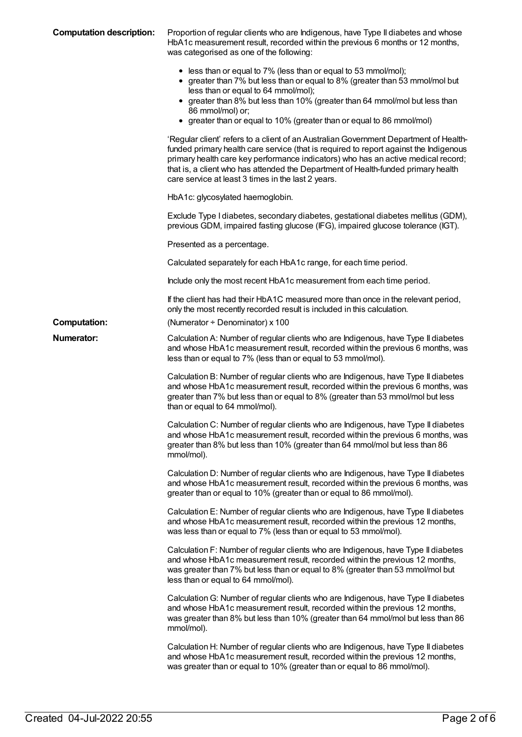**Computation description:** Proportion of regular clients who are Indigenous, have Type II diabetes and whose HbA1c measurement result, recorded within the previous 6 months or 12 months, was categorised as one of the following:

- less than or equal to 7% (less than or equal to 53 mmol/mol);
- greater than 7% but less than or equal to 8% (greater than 53 mmol/mol but less than or equal to 64 mmol/mol);
- greater than 8% but less than 10% (greater than 64 mmol/mol but less than 86 mmol/mol) or;
- greater than or equal to 10% (greater than or equal to 86 mmol/mol)

'Regular client' refers to a client of an Australian Government Department of Health-funded primary health care service (that is required to report against the Indigenous primary health care key performance indicators) who has an active medical record; that is, a client who has attended the Department of Health-funded primary health care service at least 3 times in the last 2 years.

HbA1c: glycosylated haemoglobin.

Exclude Type I diabetes, secondary diabetes, gestational diabetes mellitus (GDM), previous GDM, impaired fasting glucose (IFG), impaired glucose tolerance (IGT).

Presented as a percentage.

Calculated separately for each HbA1c range, for each time period.

Include only the most recent HbA1c measurement from each time period.

If the client has had their HbA1C measured more than once in the relevant period, only the most recently recorded result is included in this calculation.

**Computation:** (Numerator ÷ Denominator) x 100

**Numerator:** Calculation A: Number of regular clients who are Indigenous, have Type II diabetes and whose HbA1c measurement result, recorded within the previous 6 months, was less than or equal to 7% (less than or equal to 53 mmol/mol).

Calculation B: Number of regular clients who are Indigenous, have Type II diabetes and whose HbA1c measurement result, recorded within the previous 6 months, was greater than 7% but less than or equal to 8% (greater than 53 mmol/mol but less than or equal to 64 mmol/mol).

Calculation C: Number of regular clients who are Indigenous, have Type II diabetes and whose HbA1c measurement result, recorded within the previous 6 months, was greater than 8% but less than 10% (greater than 64 mmol/mol but less than 86 mmol/mol).

Calculation D: Number of regular clients who are Indigenous, have Type II diabetes and whose HbA1c measurement result, recorded within the previous 6 months, was greater than or equal to 10% (greater than or equal to 86 mmol/mol).

Calculation E: Number of regular clients who are Indigenous, have Type II diabetes and whose HbA1c measurement result, recorded within the previous 12 months, was less than or equal to 7% (less than or equal to 53 mmol/mol).

Calculation F: Number of regular clients who are Indigenous, have Type II diabetes and whose HbA1c measurement result, recorded within the previous 12 months, was greater than 7% but less than or equal to 8% (greater than 53 mmol/mol but less than or equal to 64 mmol/mol).

Calculation G: Number of regular clients who are Indigenous, have Type II diabetes and whose HbA1c measurement result, recorded within the previous 12 months, was greater than 8% but less than 10% (greater than 64 mmol/mol but less than 86 mmol/mol).

Calculation H: Number of regular clients who are Indigenous, have Type II diabetes and whose HbA1c measurement result, recorded within the previous 12 months, was greater than or equal to 10% (greater than or equal to 86 mmol/mol).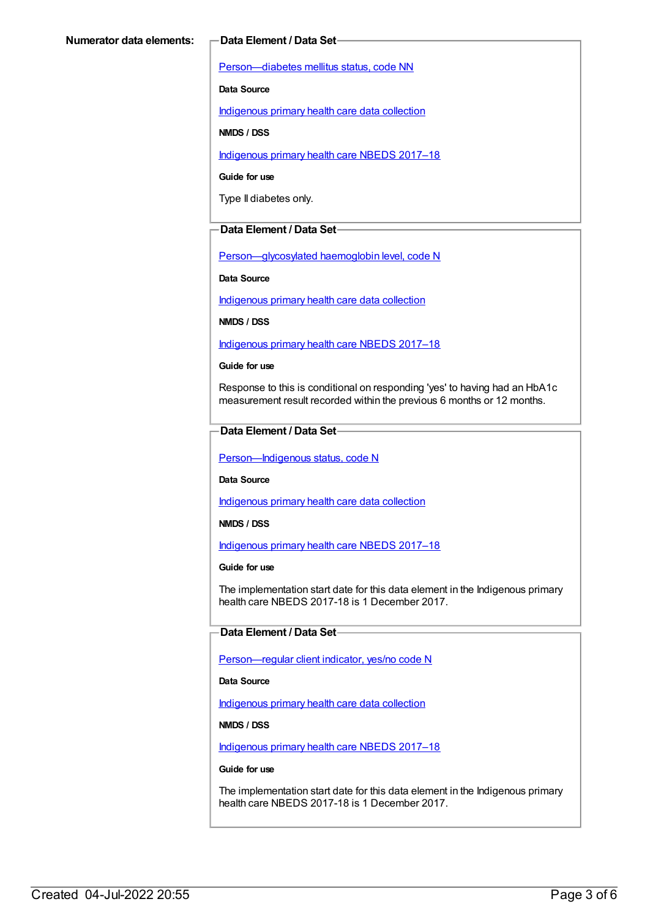**Numerator data elements:**

**Data Element / Data Set**

Person—diabetes mellitus status, code NN

**Data Source**

Indigenous primary health care data collection

**NMDS / DSS**

Indigenous primary health care NBEDS 2017–18

**Guide for use**

Type II diabetes only.

**Data Element / Data Set**

Person—glycosylated haemoglobin level, code N

**Data Source**

Indigenous primary health care data collection

**NMDS / DSS**

Indigenous primary health care NBEDS 2017–18

**Guide for use**

Response to this is conditional on responding 'yes' to having had an HbA1c measurement result recorded within the previous 6 months or 12 months.

**Data Element / Data Set**

Person—Indigenous status, code N

**Data Source**

Indigenous primary health care data collection

**NMDS / DSS**

Indigenous primary health care NBEDS 2017–18

**Guide for use**

The implementation start date for this data element in the Indigenous primary health care NBEDS 2017-18 is 1 December 2017.

**Data Element / Data Set**

Person—regular client indicator, yes/no code N

**Data Source**

Indigenous primary health care data collection

**NMDS / DSS**

Indigenous primary health care NBEDS 2017–18

**Guide for use**

The implementation start date for this data element in the Indigenous primary health care NBEDS 2017-18 is 1 December 2017.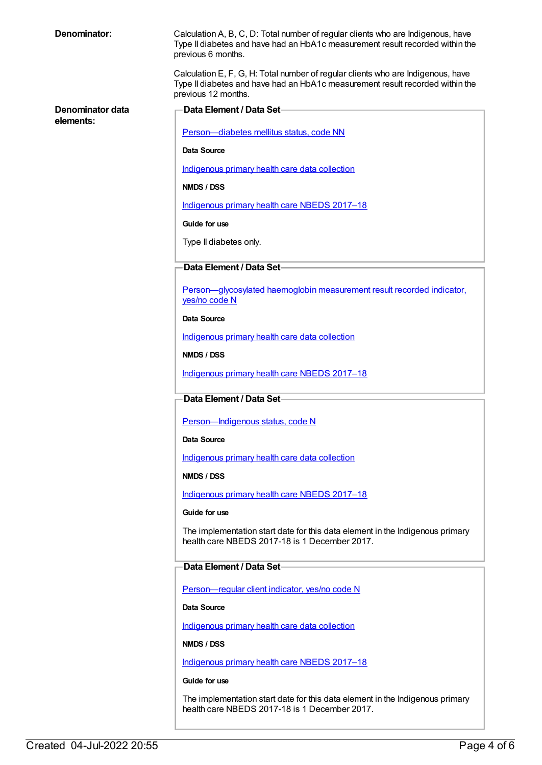**Denominator:**

Calculation A, B, C, D: Total number of regular clients who are Indigenous, have Type II diabetes and have had an HbA1c measurement result recorded within the previous 6 months.

Calculation E, F, G, H: Total number of regular clients who are Indigenous, have Type II diabetes and have had an HbA1c measurement result recorded within the previous 12 months.

**Denominator data elements:**

**Data Element / Data Set**

Person—diabetes mellitus status, code NN

**Data Source**

Indigenous primary health care data collection

**NMDS / DSS**

Indigenous primary health care NBEDS 2017–18

**Guide for use**

Type II diabetes only.

**Data Element / Data Set**

Person—glycosylated haemoglobin measurement result recorded indicator, yes/no code N

**Data Source**

Indigenous primary health care data collection

**NMDS / DSS**

Indigenous primary health care NBEDS 2017–18

**Data Element / Data Set**

Person—Indigenous status, code N

**Data Source**

Indigenous primary health care data collection

**NMDS / DSS**

Indigenous primary health care NBEDS 2017–18

**Guide for use**

The implementation start date for this data element in the Indigenous primary health care NBEDS 2017-18 is 1 December 2017.

**Data Element / Data Set**

Person—regular client indicator, yes/no code N

**Data Source**

Indigenous primary health care data collection

**NMDS / DSS**

Indigenous primary health care NBEDS 2017–18

**Guide for use**

The implementation start date for this data element in the Indigenous primary health care NBEDS 2017-18 is 1 December 2017.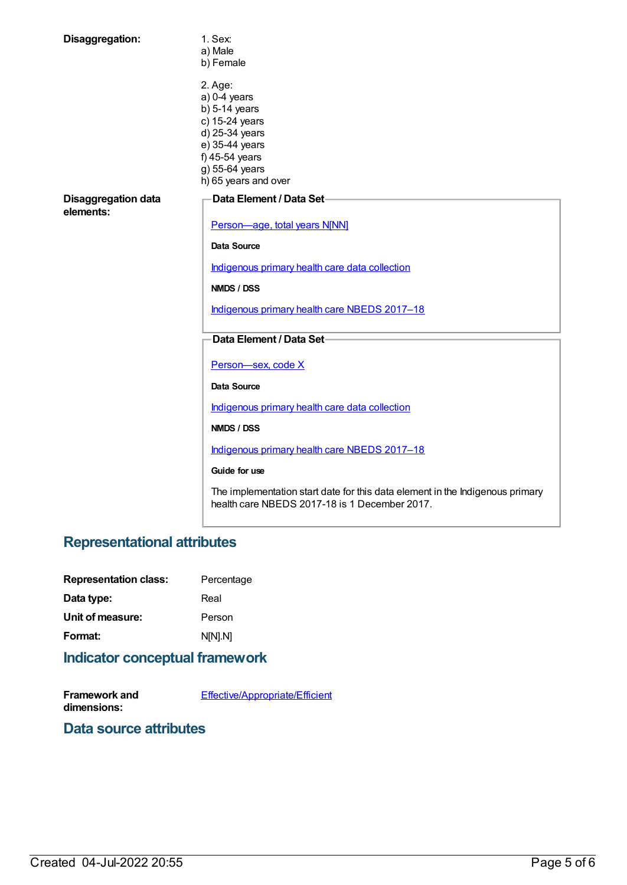**Disaggregation:**

1. Sex:
a) Male
b) Female

2. Age:
a) 0-4 years
b) 5-14 years
c) 15-24 years
d) 25-34 years
e) 35-44 years
f) 45-54 years
g) 55-64 years
h) 65 years and over

**Disaggregation data elements:**

**Data Element / Data Set**

Person—age, total years N[NN]

**Data Source**

Indigenous primary health care data collection

**NMDS / DSS**

Indigenous primary health care NBEDS 2017–18

**Data Element / Data Set**

Person—sex, code X

**Data Source**

Indigenous primary health care data collection

**NMDS / DSS**

Indigenous primary health care NBEDS 2017–18

**Guide for use**

The implementation start date for this data element in the Indigenous primary health care NBEDS 2017-18 is 1 December 2017.

## Representational attributes

**Representation class:** Percentage

**Data type:** Real

**Unit of measure:** Person

**Format:** N[N].N]

## Indicator conceptual framework

**Framework and dimensions:** Effective/Appropriate/Efficient

## Data source attributes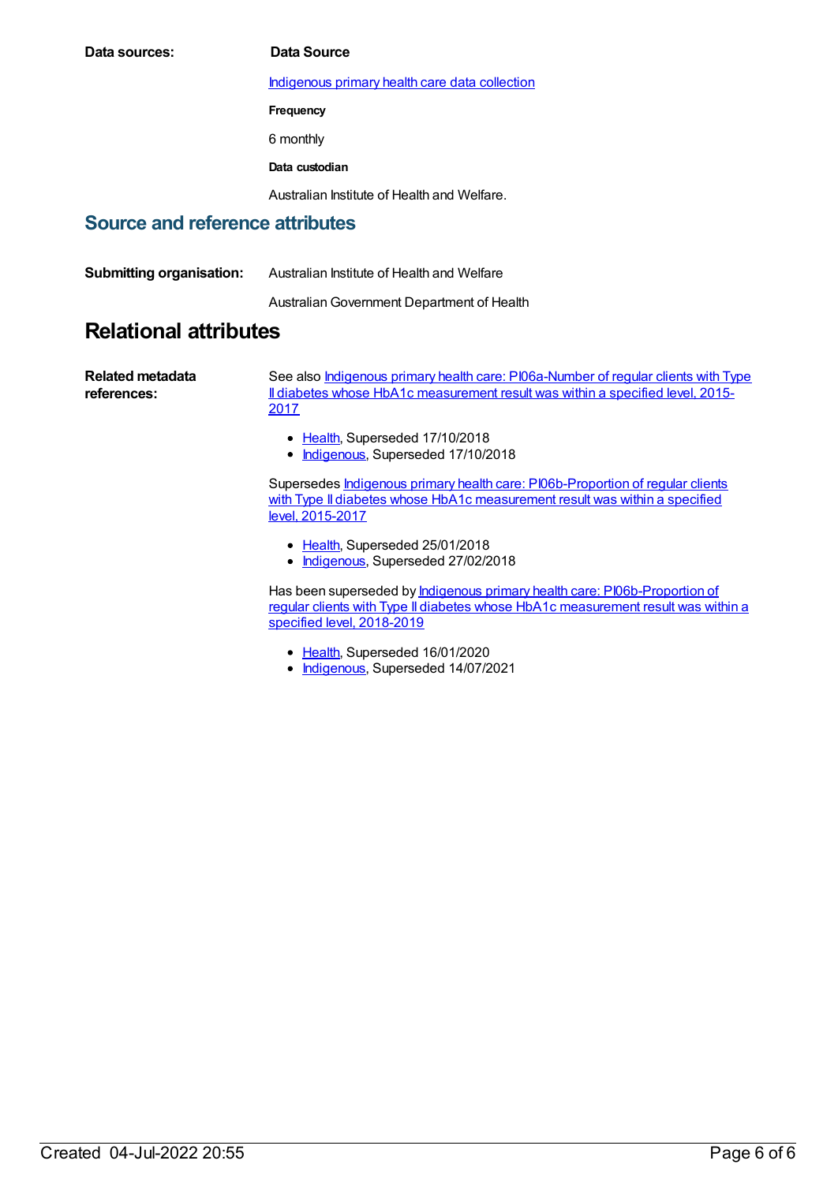**Data sources:**

**Data Source**

Indigenous primary health care data collection

**Frequency**

6 monthly

**Data custodian**

Australian Institute of Health and Welfare.

## Source and reference attributes

**Submitting organisation:** Australian Institute of Health and Welfare

Australian Government Department of Health

# Relational attributes

**Related metadata references:**

See also Indigenous primary health care: PI06a-Number of regular clients with Type II diabetes whose HbA1c measurement result was within a specified level, 2015-2017

- Health, Superseded 17/10/2018
- Indigenous, Superseded 17/10/2018

Supersedes Indigenous primary health care: PI06b-Proportion of regular clients with Type II diabetes whose HbA1c measurement result was within a specified level, 2015-2017

- Health, Superseded 25/01/2018
- Indigenous, Superseded 27/02/2018

Has been superseded by Indigenous primary health care: PI06b-Proportion of regular clients with Type II diabetes whose HbA1c measurement result was within a specified level, 2018-2019

- Health, Superseded 16/01/2020
- Indigenous, Superseded 14/07/2021